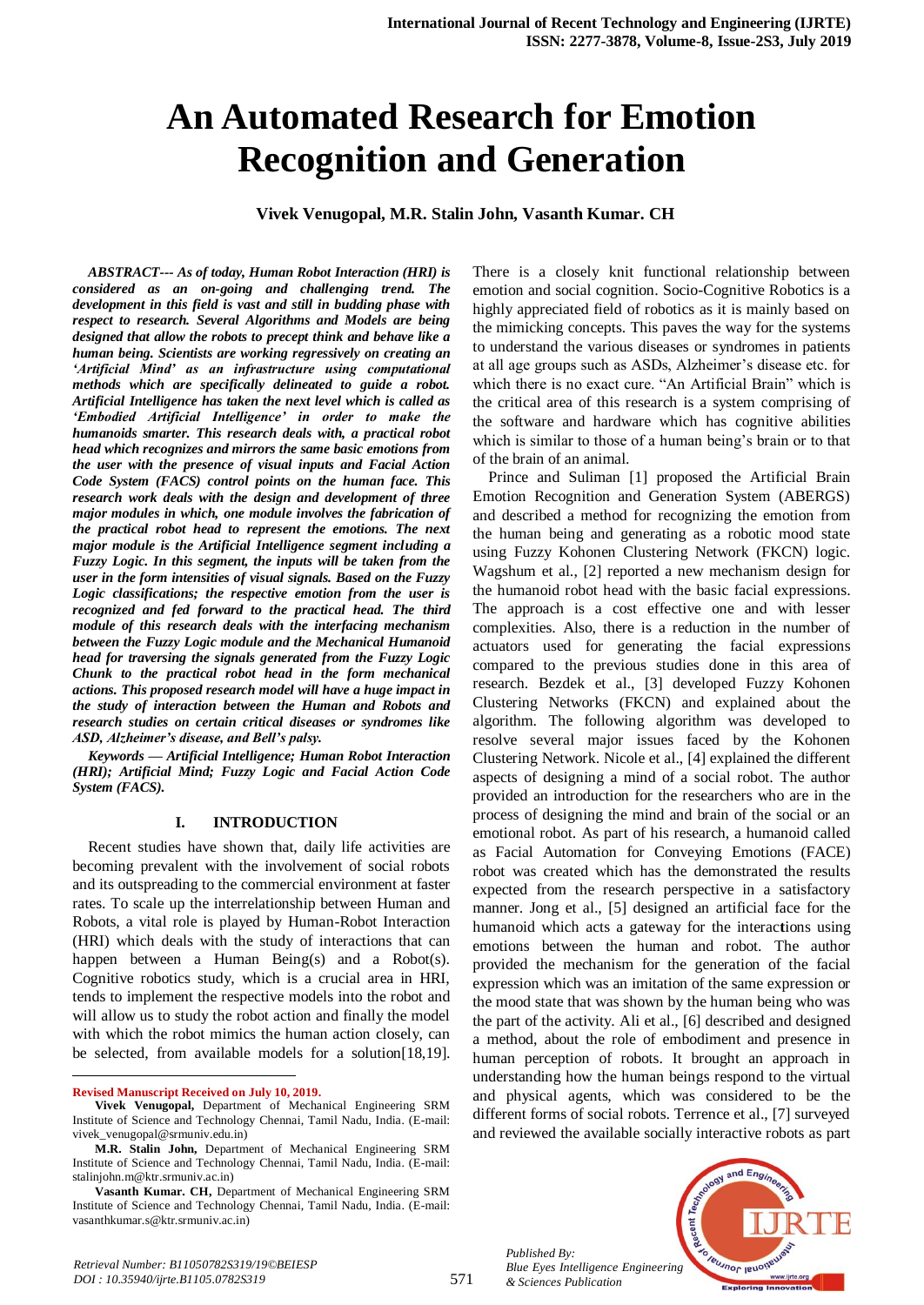# An Automated Research for Emotion Recognition and Generation

**Vivek Venugopal, M.R. Stalin John, Vasanth Kumar. CH**

***ABSTRACT--- As of today, Human Robot Interaction (HRI) is considered as an on-going and challenging trend. The development in this field is vast and still in budding phase with respect to research. Several Algorithms and Models are being designed that allow the robots to precept think and behave like a human being. Scientists are working regressively on creating an 'Artificial Mind' as an infrastructure using computational methods which are specifically delineated to guide a robot. Artificial Intelligence has taken the next level which is called as 'Embodied Artificial Intelligence' in order to make the humanoids smarter. This research deals with, a practical robot head which recognizes and mirrors the same basic emotions from the user with the presence of visual inputs and Facial Action Code System (FACS) control points on the human face. This research work deals with the design and development of three major modules in which, one module involves the fabrication of the practical robot head to represent the emotions. The next major module is the Artificial Intelligence segment including a Fuzzy Logic. In this segment, the inputs will be taken from the user in the form intensities of visual signals. Based on the Fuzzy Logic classifications; the respective emotion from the user is recognized and fed forward to the practical head. The third module of this research deals with the interfacing mechanism between the Fuzzy Logic module and the Mechanical Humanoid head for traversing the signals generated from the Fuzzy Logic Chunk to the practical robot head in the form mechanical actions. This proposed research model will have a huge impact in the study of interaction between the Human and Robots and research studies on certain critical diseases or syndromes like ASD, Alzheimer's disease, and Bell's palsy.***

***Keywords — Artificial Intelligence; Human Robot Interaction (HRI); Artificial Mind; Fuzzy Logic and Facial Action Code System (FACS).***

## I. INTRODUCTION

Recent studies have shown that, daily life activities are becoming prevalent with the involvement of social robots and its outspreading to the commercial environment at faster rates. To scale up the interrelationship between Human and Robots, a vital role is played by Human-Robot Interaction (HRI) which deals with the study of interactions that can happen between a Human Being(s) and a Robot(s). Cognitive robotics study, which is a crucial area in HRI, tends to implement the respective models into the robot and will allow us to study the robot action and finally the model with which the robot mimics the human action closely, can be selected, from available models for a solution[18,19]. There is a closely knit functional relationship between emotion and social cognition. Socio-Cognitive Robotics is a highly appreciated field of robotics as it is mainly based on the mimicking concepts. This paves the way for the systems to understand the various diseases or syndromes in patients at all age groups such as ASDs, Alzheimer's disease etc. for which there is no exact cure. "An Artificial Brain" which is the critical area of this research is a system comprising of the software and hardware which has cognitive abilities which is similar to those of a human being's brain or to that of the brain of an animal.

Prince and Suliman [1] proposed the Artificial Brain Emotion Recognition and Generation System (ABERGS) and described a method for recognizing the emotion from the human being and generating as a robotic mood state using Fuzzy Kohonen Clustering Network (FKCN) logic. Wagshum et al., [2] reported a new mechanism design for the humanoid robot head with the basic facial expressions. The approach is a cost effective one and with lesser complexities. Also, there is a reduction in the number of actuators used for generating the facial expressions compared to the previous studies done in this area of research. Bezdek et al., [3] developed Fuzzy Kohonen Clustering Networks (FKCN) and explained about the algorithm. The following algorithm was developed to resolve several major issues faced by the Kohonen Clustering Network. Nicole et al., [4] explained the different aspects of designing a mind of a social robot. The author provided an introduction for the researchers who are in the process of designing the mind and brain of the social or an emotional robot. As part of his research, a humanoid called as Facial Automation for Conveying Emotions (FACE) robot was created which has the demonstrated the results expected from the research perspective in a satisfactory manner. Jong et al., [5] designed an artificial face for the humanoid which acts a gateway for the interactions using emotions between the human and robot. The author provided the mechanism for the generation of the facial expression which was an imitation of the same expression or the mood state that was shown by the human being who was the part of the activity. Ali et al., [6] described and designed a method, about the role of embodiment and presence in human perception of robots. It brought an approach in understanding how the human beings respond to the virtual and physical agents, which was considered to be the different forms of social robots. Terrence et al., [7] surveyed and reviewed the available socially interactive robots as part

---

**Revised Manuscript Received on July 10, 2019.**

**Vivek Venugopal,** Department of Mechanical Engineering SRM Institute of Science and Technology Chennai, Tamil Nadu, India. (E-mail: vivek_venugopal@srmuniv.edu.in)

**M.R. Stalin John,** Department of Mechanical Engineering SRM Institute of Science and Technology Chennai, Tamil Nadu, India. (E-mail: stalinjohn.m@ktr.srmuniv.ac.in)

**Vasanth Kumar. CH,** Department of Mechanical Engineering SRM Institute of Science and Technology Chennai, Tamil Nadu, India. (E-mail: vasanthkumar.s@ktr.srmuniv.ac.in)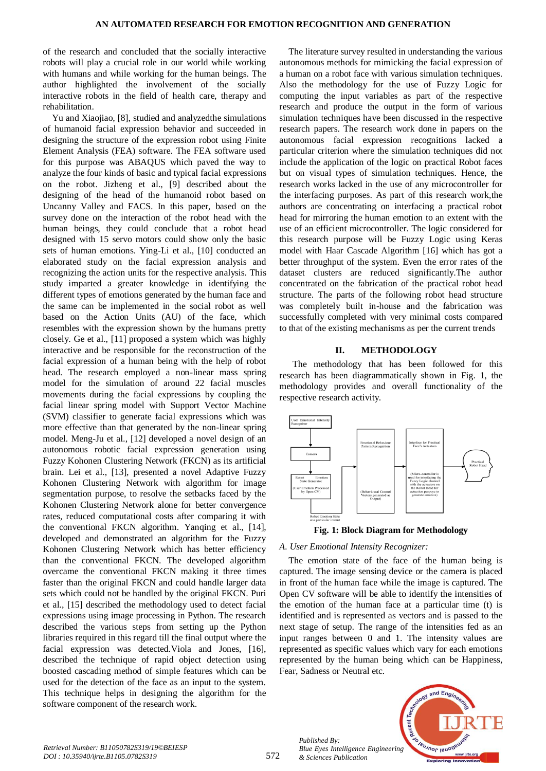of the research and concluded that the socially interactive robots will play a crucial role in our world while working with humans and while working for the human beings. The author highlighted the involvement of the socially interactive robots in the field of health care, therapy and rehabilitation.

Yu and Xiaojiao, [8], studied and analyzedthe simulations of humanoid facial expression behavior and succeeded in designing the structure of the expression robot using Finite Element Analysis (FEA) software. The FEA software used for this purpose was ABAQUS which paved the way to analyze the four kinds of basic and typical facial expressions on the robot. Jizheng et al., [9] described about the designing of the head of the humanoid robot based on Uncanny Valley and FACS. In this paper, based on the survey done on the interaction of the robot head with the human beings, they could conclude that a robot head designed with 15 servo motors could show only the basic sets of human emotions. Ying-Li et al., [10] conducted an elaborated study on the facial expression analysis and recognizing the action units for the respective analysis. This study imparted a greater knowledge in identifying the different types of emotions generated by the human face and the same can be implemented in the social robot as well based on the Action Units (AU) of the face, which resembles with the expression shown by the humans pretty closely. Ge et al., [11] proposed a system which was highly interactive and be responsible for the reconstruction of the facial expression of a human being with the help of robot head. The research employed a non-linear mass spring model for the simulation of around 22 facial muscles movements during the facial expressions by coupling the facial linear spring model with Support Vector Machine (SVM) classifier to generate facial expressions which was more effective than that generated by the non-linear spring model. Meng-Ju et al., [12] developed a novel design of an autonomous robotic facial expression generation using Fuzzy Kohonen Clustering Network (FKCN) as its artificial brain. Lei et al., [13], presented a novel Adaptive Fuzzy Kohonen Clustering Network with algorithm for image segmentation purpose, to resolve the setbacks faced by the Kohonen Clustering Network alone for better convergence rates, reduced computational costs after comparing it with the conventional FKCN algorithm. Yanqing et al., [14], developed and demonstrated an algorithm for the Fuzzy Kohonen Clustering Network which has better efficiency than the conventional FKCN. The developed algorithm overcame the conventional FKCN making it three times faster than the original FKCN and could handle larger data sets which could not be handled by the original FKCN. Puri et al., [15] described the methodology used to detect facial expressions using image processing in Python. The research described the various steps from setting up the Python libraries required in this regard till the final output where the facial expression was detected.Viola and Jones, [16], described the technique of rapid object detection using boosted cascading method of simple features which can be used for the detection of the face as an input to the system. This technique helps in designing the algorithm for the software component of the research work.

The literature survey resulted in understanding the various autonomous methods for mimicking the facial expression of a human on a robot face with various simulation techniques. Also the methodology for the use of Fuzzy Logic for computing the input variables as part of the respective research and produce the output in the form of various simulation techniques have been discussed in the respective research papers. The research work done in papers on the autonomous facial expression recognitions lacked a particular criterion where the simulation techniques did not include the application of the logic on practical Robot faces but on visual types of simulation techniques. Hence, the research works lacked in the use of any microcontroller for the interfacing purposes. As part of this research work,the authors are concentrating on interfacing a practical robot head for mirroring the human emotion to an extent with the use of an efficient microcontroller. The logic considered for this research purpose will be Fuzzy Logic using Keras model with Haar Cascade Algorithm [16] which has got a better throughput of the system. Even the error rates of the dataset clusters are reduced significantly.The author concentrated on the fabrication of the practical robot head structure. The parts of the following robot head structure was completely built in-house and the fabrication was successfully completed with very minimal costs compared to that of the existing mechanisms as per the current trends

## II. METHODOLOGY

The methodology that has been followed for this research has been diagrammatically shown in Fig. 1, the methodology provides and overall functionality of the respective research activity.

**Fig. 1: Block Diagram for Methodology**

### A. User Emotional Intensity Recognizer:

The emotion state of the face of the human being is captured. The image sensing device or the camera is placed in front of the human face while the image is captured. The Open CV software will be able to identify the intensities of the emotion of the human face at a particular time (t) is identified and is represented as vectors and is passed to the next stage of setup. The range of the intensities fed as an input ranges between 0 and 1. The intensity values are represented as specific values which vary for each emotions represented by the human being which can be Happiness, Fear, Sadness or Neutral etc.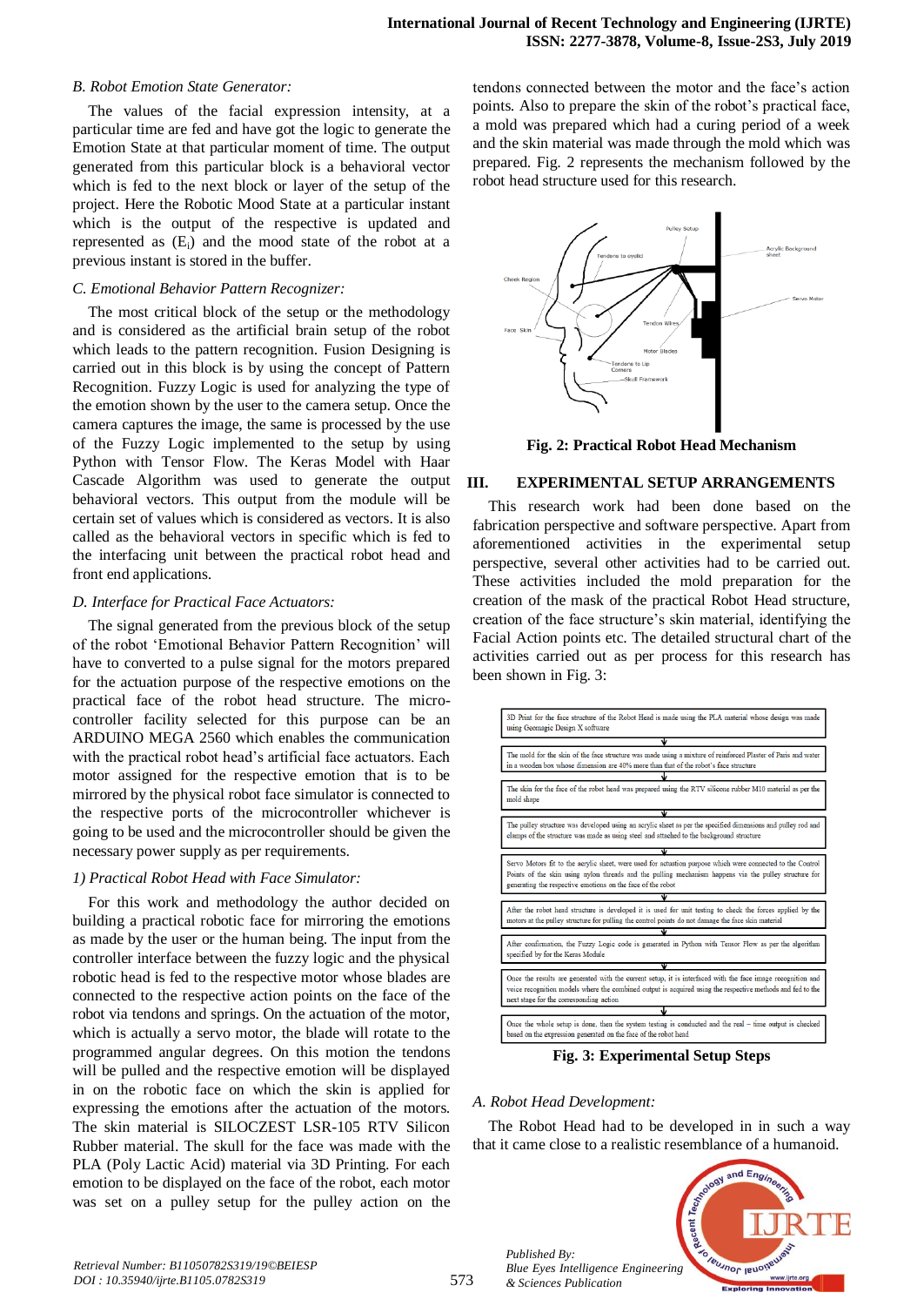*B. Robot Emotion State Generator:*

The values of the facial expression intensity, at a particular time are fed and have got the logic to generate the Emotion State at that particular moment of time. The output generated from this particular block is a behavioral vector which is fed to the next block or layer of the setup of the project. Here the Robotic Mood State at a particular instant which is the output of the respective is updated and represented as ($E_i$) and the mood state of the robot at a previous instant is stored in the buffer.

*C. Emotional Behavior Pattern Recognizer:*

The most critical block of the setup or the methodology and is considered as the artificial brain setup of the robot which leads to the pattern recognition. Fusion Designing is carried out in this block is by using the concept of Pattern Recognition. Fuzzy Logic is used for analyzing the type of the emotion shown by the user to the camera setup. Once the camera captures the image, the same is processed by the use of the Fuzzy Logic implemented to the setup by using Python with Tensor Flow. The Keras Model with Haar Cascade Algorithm was used to generate the output behavioral vectors. This output from the module will be certain set of values which is considered as vectors. It is also called as the behavioral vectors in specific which is fed to the interfacing unit between the practical robot head and front end applications.

*D. Interface for Practical Face Actuators:*

The signal generated from the previous block of the setup of the robot 'Emotional Behavior Pattern Recognition' will have to converted to a pulse signal for the motors prepared for the actuation purpose of the respective emotions on the practical face of the robot head structure. The micro-controller facility selected for this purpose can be an ARDUINO MEGA 2560 which enables the communication with the practical robot head's artificial face actuators. Each motor assigned for the respective emotion that is to be mirrored by the physical robot face simulator is connected to the respective ports of the microcontroller whichever is going to be used and the microcontroller should be given the necessary power supply as per requirements.

*1) Practical Robot Head with Face Simulator:*

For this work and methodology the author decided on building a practical robotic face for mirroring the emotions as made by the user or the human being. The input from the controller interface between the fuzzy logic and the physical robotic head is fed to the respective motor whose blades are connected to the respective action points on the face of the robot via tendons and springs. On the actuation of the motor, which is actually a servo motor, the blade will rotate to the programmed angular degrees. On this motion the tendons will be pulled and the respective emotion will be displayed in on the robotic face on which the skin is applied for expressing the emotions after the actuation of the motors. The skin material is SILOCZEST LSR-105 RTV Silicon Rubber material. The skull for the face was made with the PLA (Poly Lactic Acid) material via 3D Printing. For each emotion to be displayed on the face of the robot, each motor was set on a pulley setup for the pulley action on the tendons connected between the motor and the face's action points. Also to prepare the skin of the robot's practical face, a mold was prepared which had a curing period of a week and the skin material was made through the mold which was prepared. Fig. 2 represents the mechanism followed by the robot head structure used for this research.

**Fig. 2: Practical Robot Head Mechanism**

## III. EXPERIMENTAL SETUP ARRANGEMENTS

This research work had been done based on the fabrication perspective and software perspective. Apart from aforementioned activities in the experimental setup perspective, several other activities had to be carried out. These activities included the mold preparation for the creation of the mask of the practical Robot Head structure, creation of the face structure's skin material, identifying the Facial Action points etc. The detailed structural chart of the activities carried out as per process for this research has been shown in Fig. 3:

1. 3D Print for the face structure of the Robot Head is made using the PLA material whose design was made using Geomagic Design X software
2. The mold for the skin of the face structure was made using a mixture of reinforced Plaster of Paris and water in a wooden box whose dimension are 40% more than that of the robot's face structure
3. The skin for the face of the robot head was prepared using the RTV silicone rubber M10 material as per the mold shape
4. The pulley structure was developed using an acrylic sheet as per the specified dimensions and pulley rod and clamps of the structure was made as using steel and attached to the background structure
5. Servo Motors fit to the acrylic sheet, were used for actuation purpose which were connected to the Control Points of the skin using nylon threads and the pulling mechanism happens via the pulley structure for generating the respective emotions on the face of the robot
6. After the robot head structure is developed it is used for unit testing to check the forces applied by the motors at the pulley structure for pulling the control points do not damage the face skin material
7. After confirmation, the Fuzzy Logic code is generated in Python with Tensor Flow as per the algorithm specified by for the Keras Module
8. Once the results are generated with the current setup, it is interfaced with the face image recognition and voice recognition models where the combined output is acquired using the respective methods and fed to the next stage for the corresponding action
9. Once the whole setup is done, then the system testing is conducted and the real – time output is checked based on the expression generated on the face of the robot head

**Fig. 3: Experimental Setup Steps**

*A. Robot Head Development:*

The Robot Head had to be developed in in such a way that it came close to a realistic resemblance of a humanoid.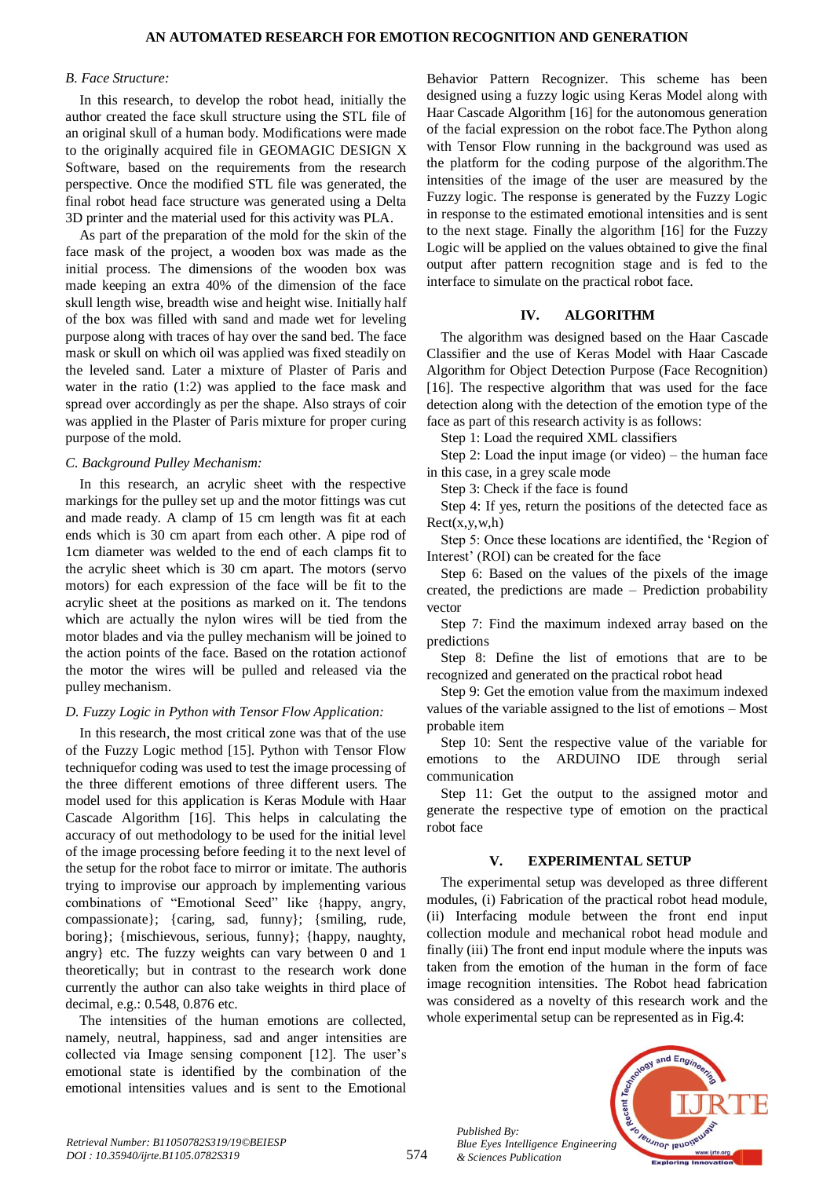### B. Face Structure:

In this research, to develop the robot head, initially the author created the face skull structure using the STL file of an original skull of a human body. Modifications were made to the originally acquired file in GEOMAGIC DESIGN X Software, based on the requirements from the research perspective. Once the modified STL file was generated, the final robot head face structure was generated using a Delta 3D printer and the material used for this activity was PLA.

As part of the preparation of the mold for the skin of the face mask of the project, a wooden box was made as the initial process. The dimensions of the wooden box was made keeping an extra 40% of the dimension of the face skull length wise, breadth wise and height wise. Initially half of the box was filled with sand and made wet for leveling purpose along with traces of hay over the sand bed. The face mask or skull on which oil was applied was fixed steadily on the leveled sand. Later a mixture of Plaster of Paris and water in the ratio (1:2) was applied to the face mask and spread over accordingly as per the shape. Also strays of coir was applied in the Plaster of Paris mixture for proper curing purpose of the mold.

### C. Background Pulley Mechanism:

In this research, an acrylic sheet with the respective markings for the pulley set up and the motor fittings was cut and made ready. A clamp of 15 cm length was fit at each ends which is 30 cm apart from each other. A pipe rod of 1cm diameter was welded to the end of each clamps fit to the acrylic sheet which is 30 cm apart. The motors (servo motors) for each expression of the face will be fit to the acrylic sheet at the positions as marked on it. The tendons which are actually the nylon wires will be tied from the motor blades and via the pulley mechanism will be joined to the action points of the face. Based on the rotation actionof the motor the wires will be pulled and released via the pulley mechanism.

### D. Fuzzy Logic in Python with Tensor Flow Application:

In this research, the most critical zone was that of the use of the Fuzzy Logic method [15]. Python with Tensor Flow techniquefor coding was used to test the image processing of the three different emotions of three different users. The model used for this application is Keras Module with Haar Cascade Algorithm [16]. This helps in calculating the accuracy of out methodology to be used for the initial level of the image processing before feeding it to the next level of the setup for the robot face to mirror or imitate. The authoris trying to improvise our approach by implementing various combinations of "Emotional Seed" like {happy, angry, compassionate}; {caring, sad, funny}; {smiling, rude, boring}; {mischievous, serious, funny}; {happy, naughty, angry} etc. The fuzzy weights can vary between 0 and 1 theoretically; but in contrast to the research work done currently the author can also take weights in third place of decimal, e.g.: 0.548, 0.876 etc.

The intensities of the human emotions are collected, namely, neutral, happiness, sad and anger intensities are collected via Image sensing component [12]. The user's emotional state is identified by the combination of the emotional intensities values and is sent to the Emotional Behavior Pattern Recognizer. This scheme has been designed using a fuzzy logic using Keras Model along with Haar Cascade Algorithm [16] for the autonomous generation of the facial expression on the robot face.The Python along with Tensor Flow running in the background was used as the platform for the coding purpose of the algorithm.The intensities of the image of the user are measured by the Fuzzy logic. The response is generated by the Fuzzy Logic in response to the estimated emotional intensities and is sent to the next stage. Finally the algorithm [16] for the Fuzzy Logic will be applied on the values obtained to give the final output after pattern recognition stage and is fed to the interface to simulate on the practical robot face.

## IV. ALGORITHM

The algorithm was designed based on the Haar Cascade Classifier and the use of Keras Model with Haar Cascade Algorithm for Object Detection Purpose (Face Recognition) [16]. The respective algorithm that was used for the face detection along with the detection of the emotion type of the face as part of this research activity is as follows:

Step 1: Load the required XML classifiers

Step 2: Load the input image (or video) – the human face in this case, in a grey scale mode

Step 3: Check if the face is found

Step 4: If yes, return the positions of the detected face as Rect(x,y,w,h)

Step 5: Once these locations are identified, the 'Region of Interest' (ROI) can be created for the face

Step 6: Based on the values of the pixels of the image created, the predictions are made – Prediction probability vector

Step 7: Find the maximum indexed array based on the predictions

Step 8: Define the list of emotions that are to be recognized and generated on the practical robot head

Step 9: Get the emotion value from the maximum indexed values of the variable assigned to the list of emotions – Most probable item

Step 10: Sent the respective value of the variable for emotions to the ARDUINO IDE through serial communication

Step 11: Get the output to the assigned motor and generate the respective type of emotion on the practical robot face

## V. EXPERIMENTAL SETUP

The experimental setup was developed as three different modules, (i) Fabrication of the practical robot head module, (ii) Interfacing module between the front end input collection module and mechanical robot head module and finally (iii) The front end input module where the inputs was taken from the emotion of the human in the form of face image recognition intensities. The Robot head fabrication was considered as a novelty of this research work and the whole experimental setup can be represented as in Fig.4: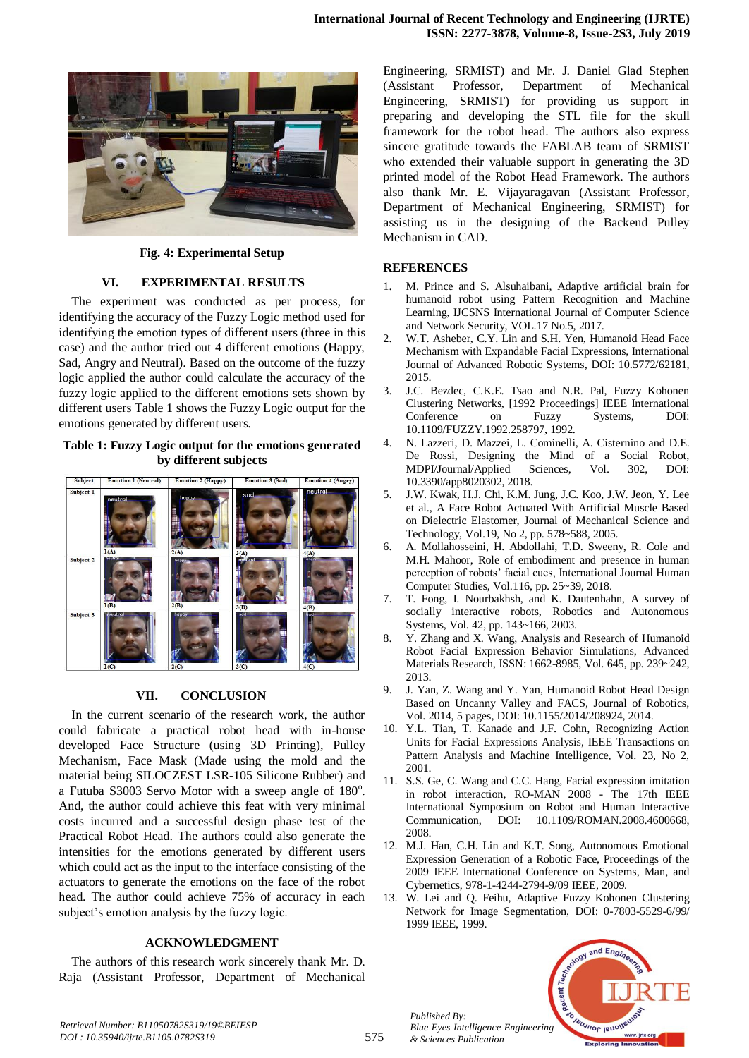Fig. 4: Experimental Setup

## VI. EXPERIMENTAL RESULTS

The experiment was conducted as per process, for identifying the accuracy of the Fuzzy Logic method used for identifying the emotion types of different users (three in this case) and the author tried out 4 different emotions (Happy, Sad, Angry and Neutral). Based on the outcome of the fuzzy logic applied the author could calculate the accuracy of the fuzzy logic applied to the different emotions sets shown by different users Table 1 shows the Fuzzy Logic output for the emotions generated by different users.

**Table 1: Fuzzy Logic output for the emotions generated by different subjects**

| Subject | Emotion 1 (Neutral) | Emotion 2 (Happy) | Emotion 3 (Sad) | Emotion 4 (Angry) |
|---|---|---|---|---|
| Subject 1 | neutral 1(A) | happy 2(A) | sad 3(A) | neutral 4(A) |
| Subject 2 | neutral 1(B) | happy 2(B) | neutral 3(B) | angry 4(B) |
| Subject 3 | neutral 1(C) | happy 2(C) | sad 3(C) | sad 4(C) |

## VII. CONCLUSION

In the current scenario of the research work, the author could fabricate a practical robot head with in-house developed Face Structure (using 3D Printing), Pulley Mechanism, Face Mask (Made using the mold and the material being SILOCZEST LSR-105 Silicone Rubber) and a Futuba S3003 Servo Motor with a sweep angle of 180°. And, the author could achieve this feat with very minimal costs incurred and a successful design phase test of the Practical Robot Head. The authors could also generate the intensities for the emotions generated by different users which could act as the input to the interface consisting of the actuators to generate the emotions on the face of the robot head. The author could achieve 75% of accuracy in each subject's emotion analysis by the fuzzy logic.

## ACKNOWLEDGMENT

The authors of this research work sincerely thank Mr. D. Raja (Assistant Professor, Department of Mechanical Engineering, SRMIST) and Mr. J. Daniel Glad Stephen (Assistant Professor, Department of Mechanical Engineering, SRMIST) for providing us support in preparing and developing the STL file for the skull framework for the robot head. The authors also express sincere gratitude towards the FABLAB team of SRMIST who extended their valuable support in generating the 3D printed model of the Robot Head Framework. The authors also thank Mr. E. Vijayaragavan (Assistant Professor, Department of Mechanical Engineering, SRMIST) for assisting us in the designing of the Backend Pulley Mechanism in CAD.

## REFERENCES

1. M. Prince and S. Alsuhaibani, Adaptive artificial brain for humanoid robot using Pattern Recognition and Machine Learning, IJCSNS International Journal of Computer Science and Network Security, VOL.17 No.5, 2017.
2. W.T. Asheber, C.Y. Lin and S.H. Yen, Humanoid Head Face Mechanism with Expandable Facial Expressions, International Journal of Advanced Robotic Systems, DOI: 10.5772/62181, 2015.
3. J.C. Bezdec, C.K.E. Tsao and N.R. Pal, Fuzzy Kohonen Clustering Networks, [1992 Proceedings] IEEE International Conference on Fuzzy Systems, DOI: 10.1109/FUZZY.1992.258797, 1992.
4. N. Lazzeri, D. Mazzei, L. Cominelli, A. Cisternino and D.E. De Rossi, Designing the Mind of a Social Robot, MDPI/Journal/Applied Sciences, Vol. 302, DOI: 10.3390/app8020302, 2018.
5. J.W. Kwak, H.J. Chi, K.M. Jung, J.C. Koo, J.W. Jeon, Y. Lee et al., A Face Robot Actuated With Artificial Muscle Based on Dielectric Elastomer, Journal of Mechanical Science and Technology, Vol.19, No 2, pp. 578~588, 2005.
6. A. Mollahosseini, H. Abdollahi, T.D. Sweeny, R. Cole and M.H. Mahoor, Role of embodiment and presence in human perception of robots' facial cues, International Journal Human Computer Studies, Vol.116, pp. 25~39, 2018.
7. T. Fong, I. Nourbakhsh, and K. Dautenhahn, A survey of socially interactive robots, Robotics and Autonomous Systems, Vol. 42, pp. 143~166, 2003.
8. Y. Zhang and X. Wang, Analysis and Research of Humanoid Robot Facial Expression Behavior Simulations, Advanced Materials Research, ISSN: 1662-8985, Vol. 645, pp. 239~242, 2013.
9. J. Yan, Z. Wang and Y. Yan, Humanoid Robot Head Design Based on Uncanny Valley and FACS, Journal of Robotics, Vol. 2014, 5 pages, DOI: 10.1155/2014/208924, 2014.
10. Y.L. Tian, T. Kanade and J.F. Cohn, Recognizing Action Units for Facial Expressions Analysis, IEEE Transactions on Pattern Analysis and Machine Intelligence, Vol. 23, No 2, 2001.
11. S.S. Ge, C. Wang and C.C. Hang, Facial expression imitation in robot interaction, RO-MAN 2008 - The 17th IEEE International Symposium on Robot and Human Interactive Communication, DOI: 10.1109/ROMAN.2008.4600668, 2008.
12. M.J. Han, C.H. Lin and K.T. Song, Autonomous Emotional Expression Generation of a Robotic Face, Proceedings of the 2009 IEEE International Conference on Systems, Man, and Cybernetics, 978-1-4244-2794-9/09 IEEE, 2009.
13. W. Lei and Q. Feihu, Adaptive Fuzzy Kohonen Clustering Network for Image Segmentation, DOI: 0-7803-5529-6/99/ 1999 IEEE, 1999.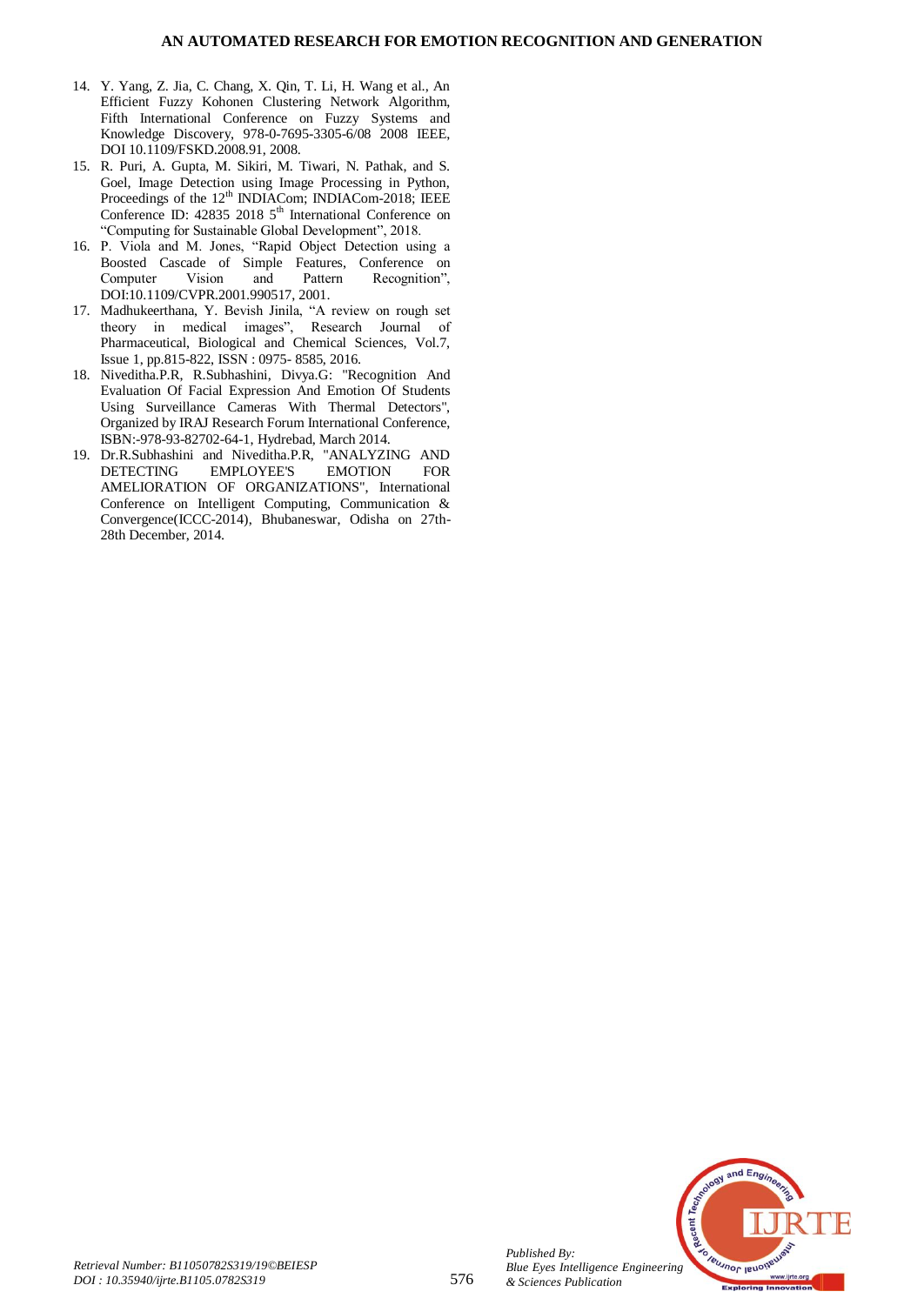14. Y. Yang, Z. Jia, C. Chang, X. Qin, T. Li, H. Wang et al., An Efficient Fuzzy Kohonen Clustering Network Algorithm, Fifth International Conference on Fuzzy Systems and Knowledge Discovery, 978-0-7695-3305-6/08 2008 IEEE, DOI 10.1109/FSKD.2008.91, 2008.
15. R. Puri, A. Gupta, M. Sikiri, M. Tiwari, N. Pathak, and S. Goel, Image Detection using Image Processing in Python, Proceedings of the 12th INDIACom; INDIACom-2018; IEEE Conference ID: 42835 2018 5th International Conference on "Computing for Sustainable Global Development", 2018.
16. P. Viola and M. Jones, "Rapid Object Detection using a Boosted Cascade of Simple Features, Conference on Computer Vision and Pattern Recognition", DOI:10.1109/CVPR.2001.990517, 2001.
17. Madhukeerthana, Y. Bevish Jinila, "A review on rough set theory in medical images", Research Journal of Pharmaceutical, Biological and Chemical Sciences, Vol.7, Issue 1, pp.815-822, ISSN : 0975- 8585, 2016.
18. Niveditha.P.R, R.Subhashini, Divya.G: "Recognition And Evaluation Of Facial Expression And Emotion Of Students Using Surveillance Cameras With Thermal Detectors", Organized by IRAJ Research Forum International Conference, ISBN:-978-93-82702-64-1, Hydrebad, March 2014.
19. Dr.R.Subhashini and Niveditha.P.R, "ANALYZING AND DETECTING EMPLOYEE'S EMOTION FOR AMELIORATION OF ORGANIZATIONS", International Conference on Intelligent Computing, Communication & Convergence(ICCC-2014), Bhubaneswar, Odisha on 27th-28th December, 2014.